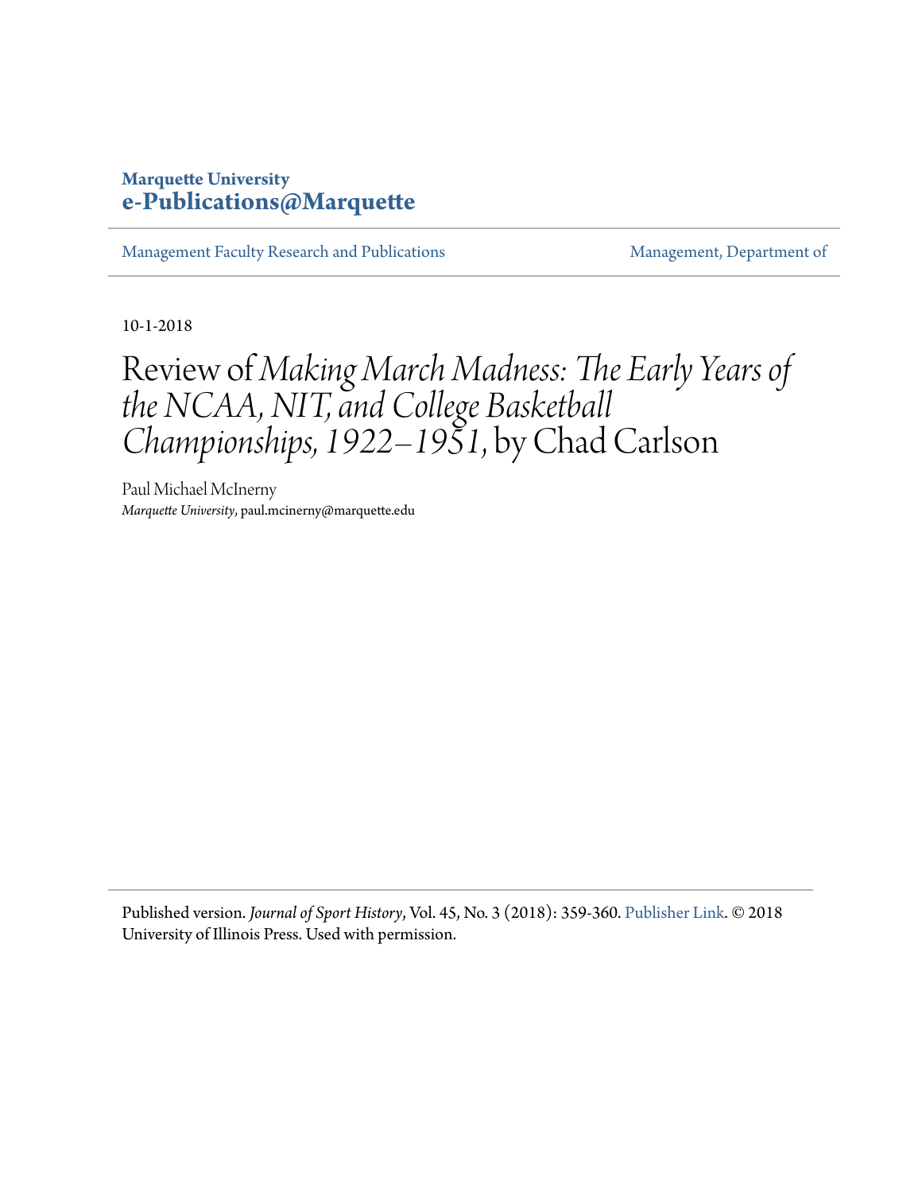**Marquette University**
**e-Publications@Marquette**

Management Faculty Research and Publications | Management, Department of

10-1-2018

# Review of *Making March Madness: The Early Years of the NCAA, NIT, and College Basketball Championships, 1922–1951*, by Chad Carlson

Paul Michael McInerny
*Marquette University*, paul.mcinerny@marquette.edu

Published version. *Journal of Sport History*, Vol. 45, No. 3 (2018): 359-360. Publisher Link. © 2018 University of Illinois Press. Used with permission.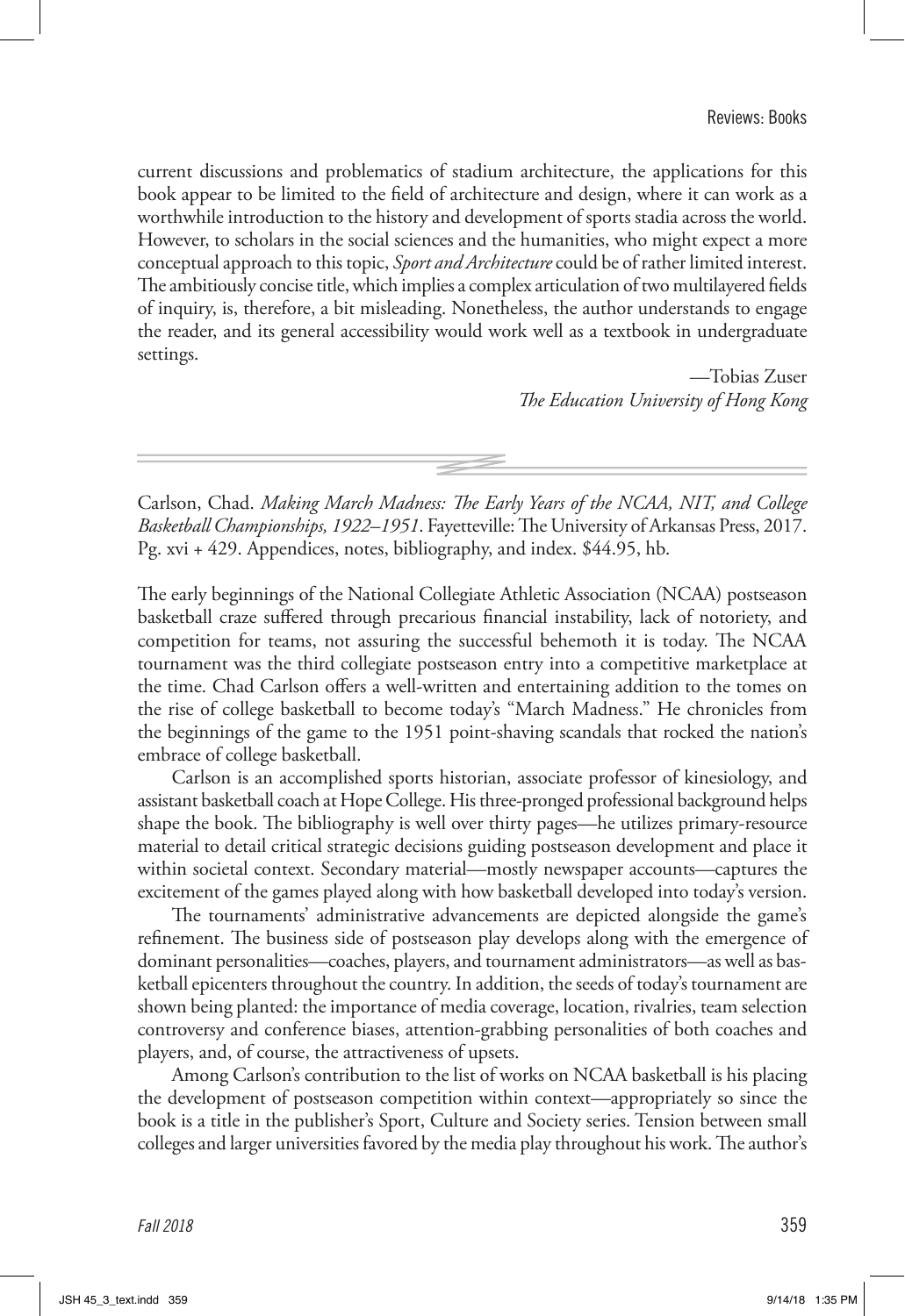current discussions and problematics of stadium architecture, the applications for this book appear to be limited to the field of architecture and design, where it can work as a worthwhile introduction to the history and development of sports stadia across the world. However, to scholars in the social sciences and the humanities, who might expect a more conceptual approach to this topic, *Sport and Architecture* could be of rather limited interest. The ambitiously concise title, which implies a complex articulation of two multilayered fields of inquiry, is, therefore, a bit misleading. Nonetheless, the author understands to engage the reader, and its general accessibility would work well as a textbook in undergraduate settings.

—Tobias Zuser
*The Education University of Hong Kong*

---

Carlson, Chad. *Making March Madness: The Early Years of the NCAA, NIT, and College Basketball Championships, 1922–1951*. Fayetteville: The University of Arkansas Press, 2017. Pg. xvi + 429. Appendices, notes, bibliography, and index. $44.95, hb.

The early beginnings of the National Collegiate Athletic Association (NCAA) postseason basketball craze suffered through precarious financial instability, lack of notoriety, and competition for teams, not assuring the successful behemoth it is today. The NCAA tournament was the third collegiate postseason entry into a competitive marketplace at the time. Chad Carlson offers a well-written and entertaining addition to the tomes on the rise of college basketball to become today's "March Madness." He chronicles from the beginnings of the game to the 1951 point-shaving scandals that rocked the nation's embrace of college basketball.

Carlson is an accomplished sports historian, associate professor of kinesiology, and assistant basketball coach at Hope College. His three-pronged professional background helps shape the book. The bibliography is well over thirty pages—he utilizes primary-resource material to detail critical strategic decisions guiding postseason development and place it within societal context. Secondary material—mostly newspaper accounts—captures the excitement of the games played along with how basketball developed into today's version.

The tournaments' administrative advancements are depicted alongside the game's refinement. The business side of postseason play develops along with the emergence of dominant personalities—coaches, players, and tournament administrators—as well as basketball epicenters throughout the country. In addition, the seeds of today's tournament are shown being planted: the importance of media coverage, location, rivalries, team selection controversy and conference biases, attention-grabbing personalities of both coaches and players, and, of course, the attractiveness of upsets.

Among Carlson's contribution to the list of works on NCAA basketball is his placing the development of postseason competition within context—appropriately so since the book is a title in the publisher's Sport, Culture and Society series. Tension between small colleges and larger universities favored by the media play throughout his work. The author's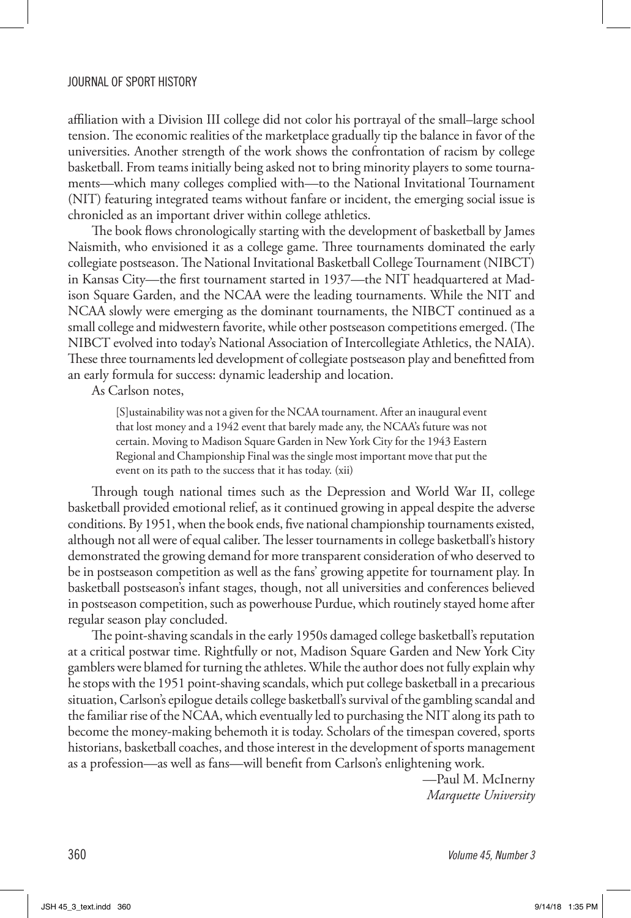affiliation with a Division III college did not color his portrayal of the small–large school tension. The economic realities of the marketplace gradually tip the balance in favor of the universities. Another strength of the work shows the confrontation of racism by college basketball. From teams initially being asked not to bring minority players to some tournaments—which many colleges complied with—to the National Invitational Tournament (NIT) featuring integrated teams without fanfare or incident, the emerging social issue is chronicled as an important driver within college athletics.

The book flows chronologically starting with the development of basketball by James Naismith, who envisioned it as a college game. Three tournaments dominated the early collegiate postseason. The National Invitational Basketball College Tournament (NIBCT) in Kansas City—the first tournament started in 1937—the NIT headquartered at Madison Square Garden, and the NCAA were the leading tournaments. While the NIT and NCAA slowly were emerging as the dominant tournaments, the NIBCT continued as a small college and midwestern favorite, while other postseason competitions emerged. (The NIBCT evolved into today's National Association of Intercollegiate Athletics, the NAIA). These three tournaments led development of collegiate postseason play and benefitted from an early formula for success: dynamic leadership and location.

As Carlson notes,

> [S]ustainability was not a given for the NCAA tournament. After an inaugural event that lost money and a 1942 event that barely made any, the NCAA's future was not certain. Moving to Madison Square Garden in New York City for the 1943 Eastern Regional and Championship Final was the single most important move that put the event on its path to the success that it has today. (xii)

Through tough national times such as the Depression and World War II, college basketball provided emotional relief, as it continued growing in appeal despite the adverse conditions. By 1951, when the book ends, five national championship tournaments existed, although not all were of equal caliber. The lesser tournaments in college basketball's history demonstrated the growing demand for more transparent consideration of who deserved to be in postseason competition as well as the fans' growing appetite for tournament play. In basketball postseason's infant stages, though, not all universities and conferences believed in postseason competition, such as powerhouse Purdue, which routinely stayed home after regular season play concluded.

The point-shaving scandals in the early 1950s damaged college basketball's reputation at a critical postwar time. Rightfully or not, Madison Square Garden and New York City gamblers were blamed for turning the athletes. While the author does not fully explain why he stops with the 1951 point-shaving scandals, which put college basketball in a precarious situation, Carlson's epilogue details college basketball's survival of the gambling scandal and the familiar rise of the NCAA, which eventually led to purchasing the NIT along its path to become the money-making behemoth it is today. Scholars of the timespan covered, sports historians, basketball coaches, and those interest in the development of sports management as a profession—as well as fans—will benefit from Carlson's enlightening work.

—Paul M. McInerny
*Marquette University*